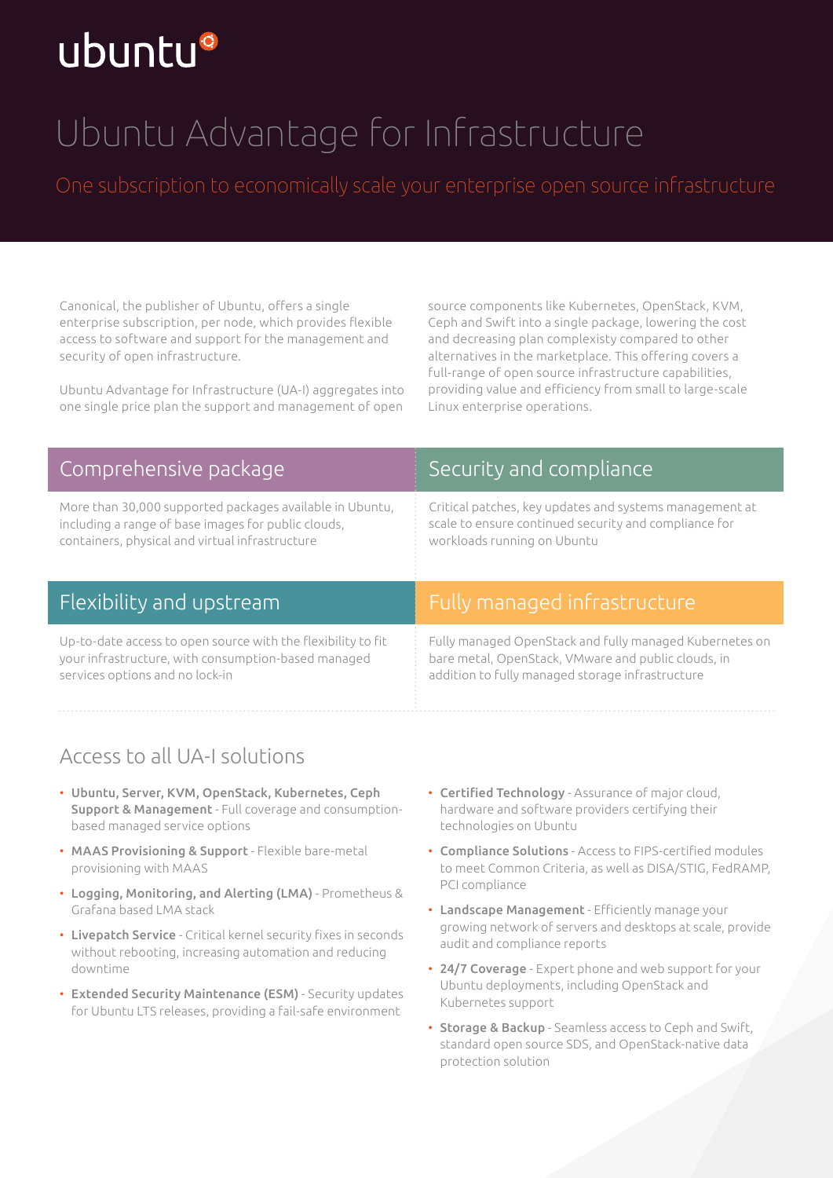ubuntu

# Ubuntu Advantage for Infrastructure

One subscription to economically scale your enterprise open source infrastructure

Canonical, the publisher of Ubuntu, offers a single enterprise subscription, per node, which provides flexible access to software and support for the management and security of open infrastructure.

Ubuntu Advantage for Infrastructure (UA-I) aggregates into one single price plan the support and management of open source components like Kubernetes, OpenStack, KVM, Ceph and Swift into a single package, lowering the cost and decreasing plan complexisty compared to other alternatives in the marketplace. This offering covers a full-range of open source infrastructure capabilities, providing value and efficiency from small to large-scale Linux enterprise operations.

## Comprehensive package

More than 30,000 supported packages available in Ubuntu, including a range of base images for public clouds, containers, physical and virtual infrastructure

## Security and compliance

Critical patches, key updates and systems management at scale to ensure continued security and compliance for workloads running on Ubuntu

## Flexibility and upstream

Up-to-date access to open source with the flexibility to fit your infrastructure, with consumption-based managed services options and no lock-in

## Fully managed infrastructure

Fully managed OpenStack and fully managed Kubernetes on bare metal, OpenStack, VMware and public clouds, in addition to fully managed storage infrastructure

## Access to all UA-I solutions

- **Ubuntu, Server, KVM, OpenStack, Kubernetes, Ceph Support & Management** - Full coverage and consumption-based managed service options
- **MAAS Provisioning & Support** - Flexible bare-metal provisioning with MAAS
- **Logging, Monitoring, and Alerting (LMA)** - Prometheus & Grafana based LMA stack
- **Livepatch Service** - Critical kernel security fixes in seconds without rebooting, increasing automation and reducing downtime
- **Extended Security Maintenance (ESM)** - Security updates for Ubuntu LTS releases, providing a fail-safe environment
- **Certified Technology** - Assurance of major cloud, hardware and software providers certifying their technologies on Ubuntu
- **Compliance Solutions** - Access to FIPS-certified modules to meet Common Criteria, as well as DISA/STIG, FedRAMP, PCI compliance
- **Landscape Management** - Efficiently manage your growing network of servers and desktops at scale, provide audit and compliance reports
- **24/7 Coverage** - Expert phone and web support for your Ubuntu deployments, including OpenStack and Kubernetes support
- **Storage & Backup** - Seamless access to Ceph and Swift, standard open source SDS, and OpenStack-native data protection solution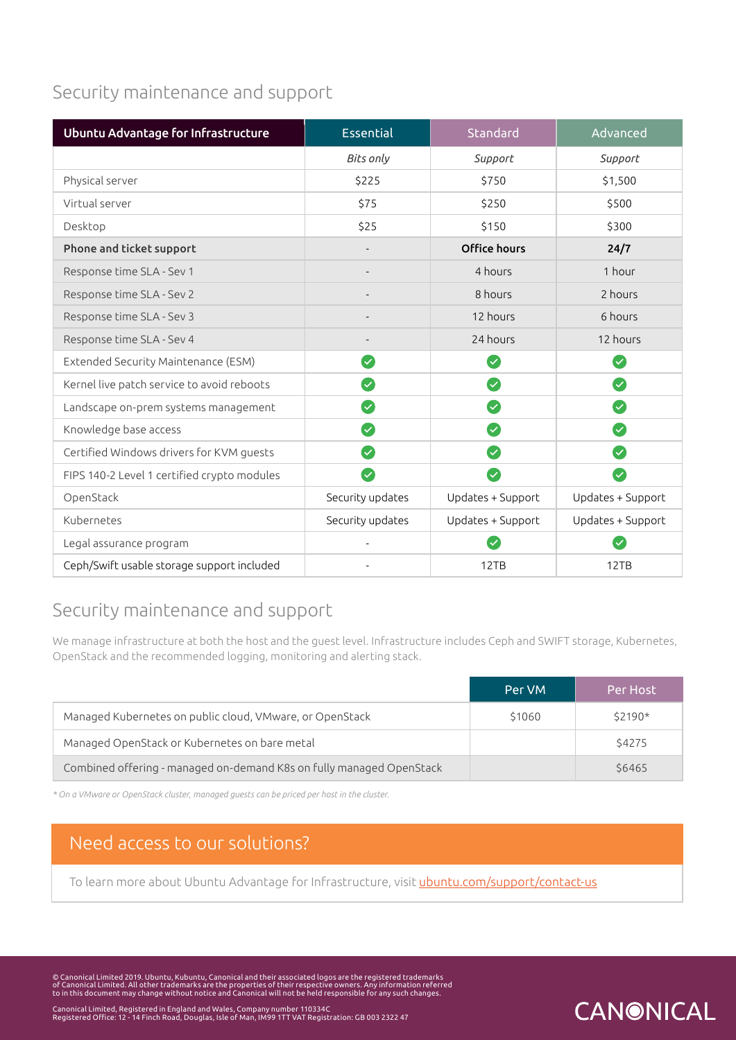## Security maintenance and support

| Ubuntu Advantage for Infrastructure | Essential | Standard | Advanced |
|---|---|---|---|
| | *Bits only* | *Support* | *Support* |
| Physical server | $225 | $750 | $1,500 |
| Virtual server | $75 | $250 | $500 |
| Desktop | $25 | $150 | $300 |
| **Phone and ticket support** | - | **Office hours** | **24/7** |
| Response time SLA - Sev 1 | - | 4 hours | 1 hour |
| Response time SLA - Sev 2 | - | 8 hours | 2 hours |
| Response time SLA - Sev 3 | - | 12 hours | 6 hours |
| Response time SLA - Sev 4 | - | 24 hours | 12 hours |
| Extended Security Maintenance (ESM) | ✓ | ✓ | ✓ |
| Kernel live patch service to avoid reboots | ✓ | ✓ | ✓ |
| Landscape on-prem systems management | ✓ | ✓ | ✓ |
| Knowledge base access | ✓ | ✓ | ✓ |
| Certified Windows drivers for KVM guests | ✓ | ✓ | ✓ |
| FIPS 140-2 Level 1 certified crypto modules | ✓ | ✓ | ✓ |
| OpenStack | Security updates | Updates + Support | Updates + Support |
| Kubernetes | Security updates | Updates + Support | Updates + Support |
| Legal assurance program | - | ✓ | ✓ |
| Ceph/Swift usable storage support included | - | 12TB | 12TB |

## Security maintenance and support

We manage infrastructure at both the host and the guest level. Infrastructure includes Ceph and SWIFT storage, Kubernetes, OpenStack and the recommended logging, monitoring and alerting stack.

| | Per VM | Per Host |
|---|---|---|
| Managed Kubernetes on public cloud, VMware, or OpenStack | $1060 | $2190* |
| Managed OpenStack or Kubernetes on bare metal | | $4275 |
| Combined offering - managed on-demand K8s on fully managed OpenStack | | $6465 |

*\* On a VMware or OpenStack cluster, managed guests can be priced per host in the cluster.*

## Need access to our solutions?

To learn more about Ubuntu Advantage for Infrastructure, visit [ubuntu.com/support/contact-us](ubuntu.com/support/contact-us)

© Canonical Limited 2019. Ubuntu, Kubuntu, Canonical and their associated logos are the registered trademarks of Canonical Limited. All other trademarks are the properties of their respective owners. Any information referred to in this document may change without notice and Canonical will not be held responsible for any such changes.

Canonical Limited, Registered in England and Wales, Company number 110334C
Registered Office: 12 - 14 Finch Road, Douglas, Isle of Man, IM99 1TT VAT Registration: GB 003 2322 47

CANONICAL